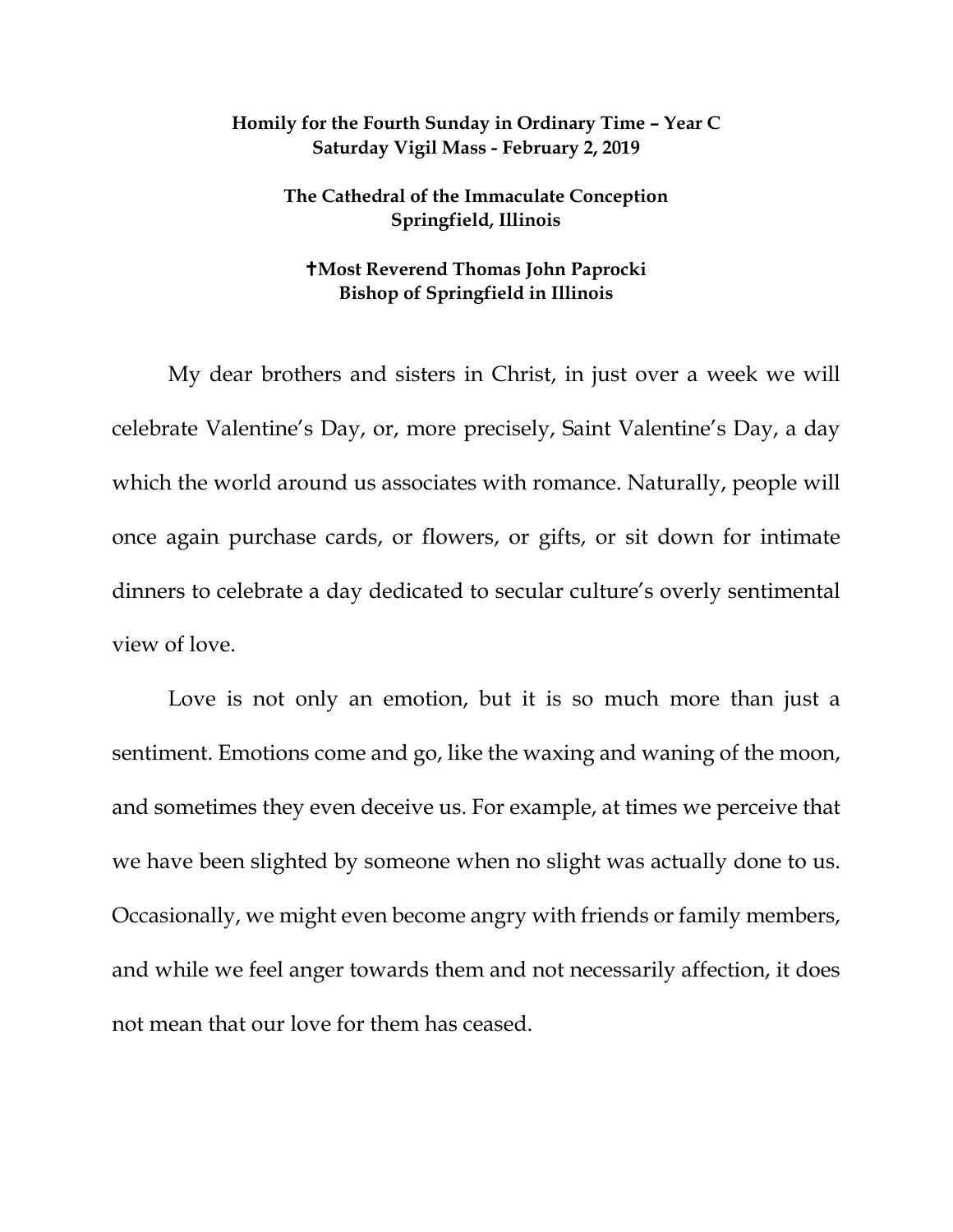**Homily for the Fourth Sunday in Ordinary Time – Year C**
**Saturday Vigil Mass - February 2, 2019**

**The Cathedral of the Immaculate Conception**
**Springfield, Illinois**

**✝Most Reverend Thomas John Paprocki**
**Bishop of Springfield in Illinois**

My dear brothers and sisters in Christ, in just over a week we will celebrate Valentine's Day, or, more precisely, Saint Valentine's Day, a day which the world around us associates with romance. Naturally, people will once again purchase cards, or flowers, or gifts, or sit down for intimate dinners to celebrate a day dedicated to secular culture's overly sentimental view of love.

Love is not only an emotion, but it is so much more than just a sentiment. Emotions come and go, like the waxing and waning of the moon, and sometimes they even deceive us. For example, at times we perceive that we have been slighted by someone when no slight was actually done to us. Occasionally, we might even become angry with friends or family members, and while we feel anger towards them and not necessarily affection, it does not mean that our love for them has ceased.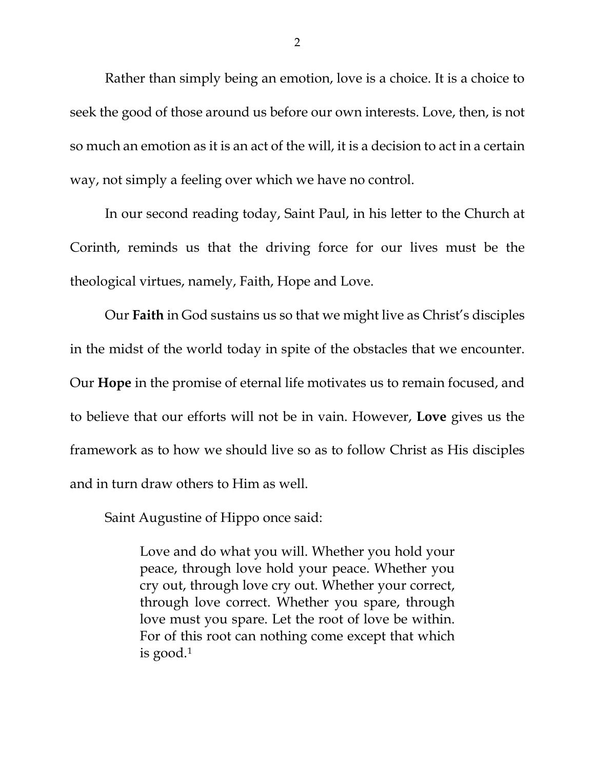Rather than simply being an emotion, love is a choice. It is a choice to seek the good of those around us before our own interests. Love, then, is not so much an emotion as it is an act of the will, it is a decision to act in a certain way, not simply a feeling over which we have no control.

In our second reading today, Saint Paul, in his letter to the Church at Corinth, reminds us that the driving force for our lives must be the theological virtues, namely, Faith, Hope and Love.

Our **Faith** in God sustains us so that we might live as Christ's disciples in the midst of the world today in spite of the obstacles that we encounter. Our **Hope** in the promise of eternal life motivates us to remain focused, and to believe that our efforts will not be in vain. However, **Love** gives us the framework as to how we should live so as to follow Christ as His disciples and in turn draw others to Him as well.

Saint Augustine of Hippo once said:

> Love and do what you will. Whether you hold your peace, through love hold your peace. Whether you cry out, through love cry out. Whether your correct, through love correct. Whether you spare, through love must you spare. Let the root of love be within. For of this root can nothing come except that which is good.[1]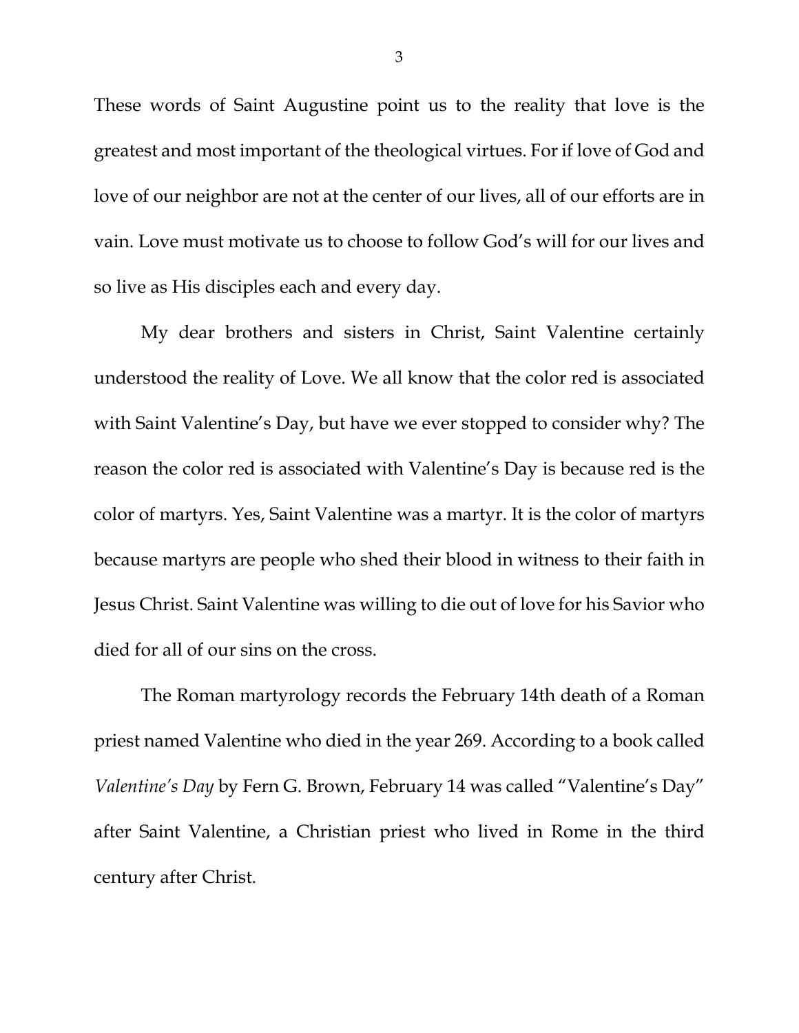These words of Saint Augustine point us to the reality that love is the greatest and most important of the theological virtues. For if love of God and love of our neighbor are not at the center of our lives, all of our efforts are in vain. Love must motivate us to choose to follow God's will for our lives and so live as His disciples each and every day.

My dear brothers and sisters in Christ, Saint Valentine certainly understood the reality of Love. We all know that the color red is associated with Saint Valentine's Day, but have we ever stopped to consider why? The reason the color red is associated with Valentine's Day is because red is the color of martyrs. Yes, Saint Valentine was a martyr. It is the color of martyrs because martyrs are people who shed their blood in witness to their faith in Jesus Christ. Saint Valentine was willing to die out of love for his Savior who died for all of our sins on the cross.

The Roman martyrology records the February 14th death of a Roman priest named Valentine who died in the year 269. According to a book called *Valentine's Day* by Fern G. Brown, February 14 was called "Valentine's Day" after Saint Valentine, a Christian priest who lived in Rome in the third century after Christ.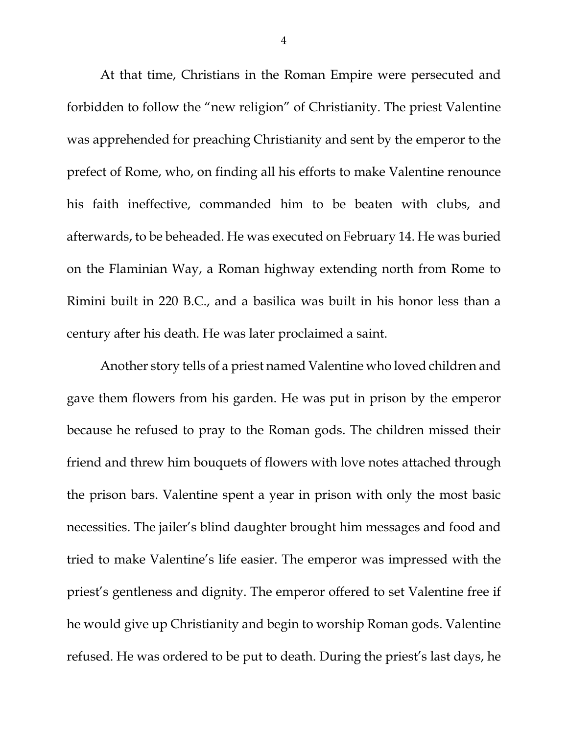At that time, Christians in the Roman Empire were persecuted and forbidden to follow the "new religion" of Christianity. The priest Valentine was apprehended for preaching Christianity and sent by the emperor to the prefect of Rome, who, on finding all his efforts to make Valentine renounce his faith ineffective, commanded him to be beaten with clubs, and afterwards, to be beheaded. He was executed on February 14. He was buried on the Flaminian Way, a Roman highway extending north from Rome to Rimini built in 220 B.C., and a basilica was built in his honor less than a century after his death. He was later proclaimed a saint.

Another story tells of a priest named Valentine who loved children and gave them flowers from his garden. He was put in prison by the emperor because he refused to pray to the Roman gods. The children missed their friend and threw him bouquets of flowers with love notes attached through the prison bars. Valentine spent a year in prison with only the most basic necessities. The jailer's blind daughter brought him messages and food and tried to make Valentine's life easier. The emperor was impressed with the priest's gentleness and dignity. The emperor offered to set Valentine free if he would give up Christianity and begin to worship Roman gods. Valentine refused. He was ordered to be put to death. During the priest's last days, he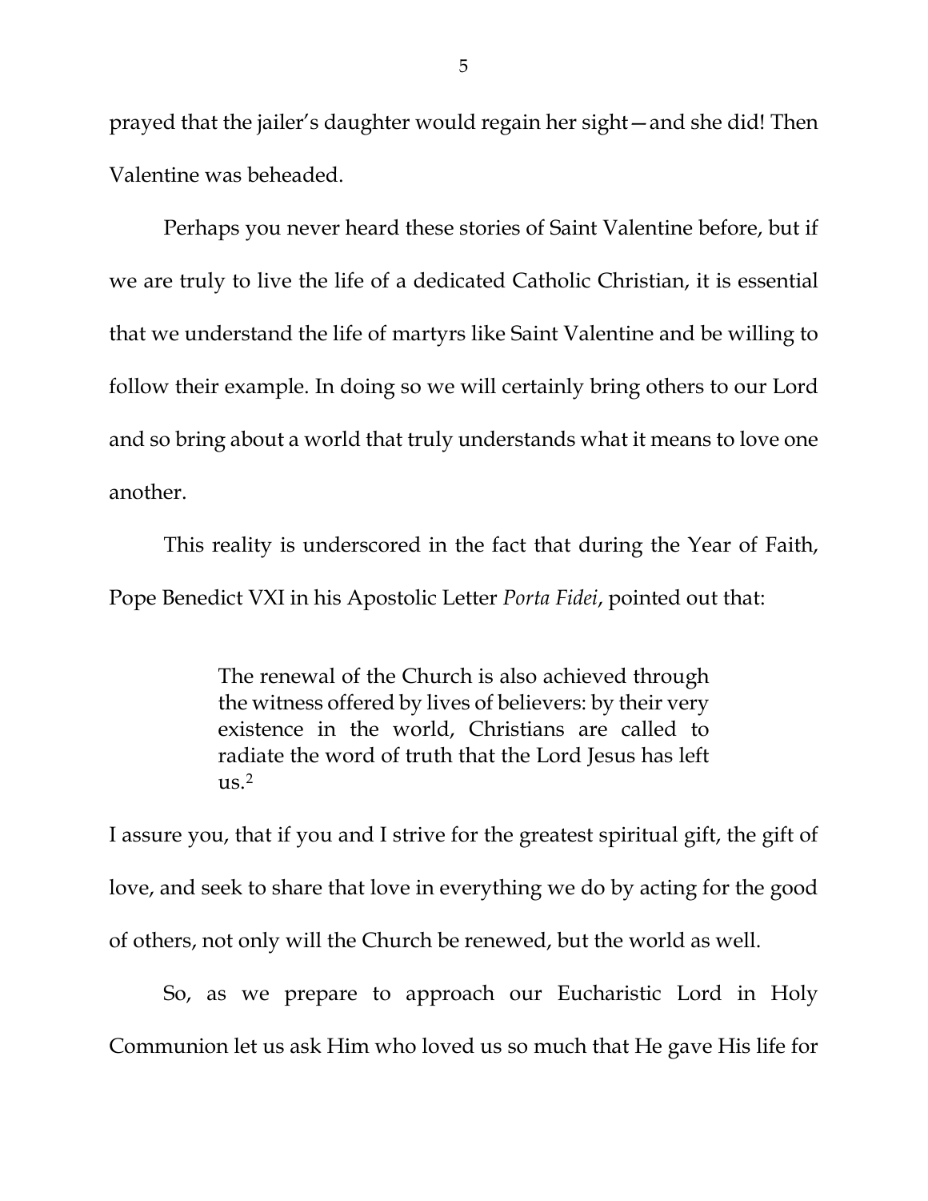prayed that the jailer's daughter would regain her sight—and she did! Then Valentine was beheaded.

Perhaps you never heard these stories of Saint Valentine before, but if we are truly to live the life of a dedicated Catholic Christian, it is essential that we understand the life of martyrs like Saint Valentine and be willing to follow their example. In doing so we will certainly bring others to our Lord and so bring about a world that truly understands what it means to love one another.

This reality is underscored in the fact that during the Year of Faith, Pope Benedict VXI in his Apostolic Letter *Porta Fidei*, pointed out that:

> The renewal of the Church is also achieved through the witness offered by lives of believers: by their very existence in the world, Christians are called to radiate the word of truth that the Lord Jesus has left us.[2]

I assure you, that if you and I strive for the greatest spiritual gift, the gift of love, and seek to share that love in everything we do by acting for the good of others, not only will the Church be renewed, but the world as well.

So, as we prepare to approach our Eucharistic Lord in Holy Communion let us ask Him who loved us so much that He gave His life for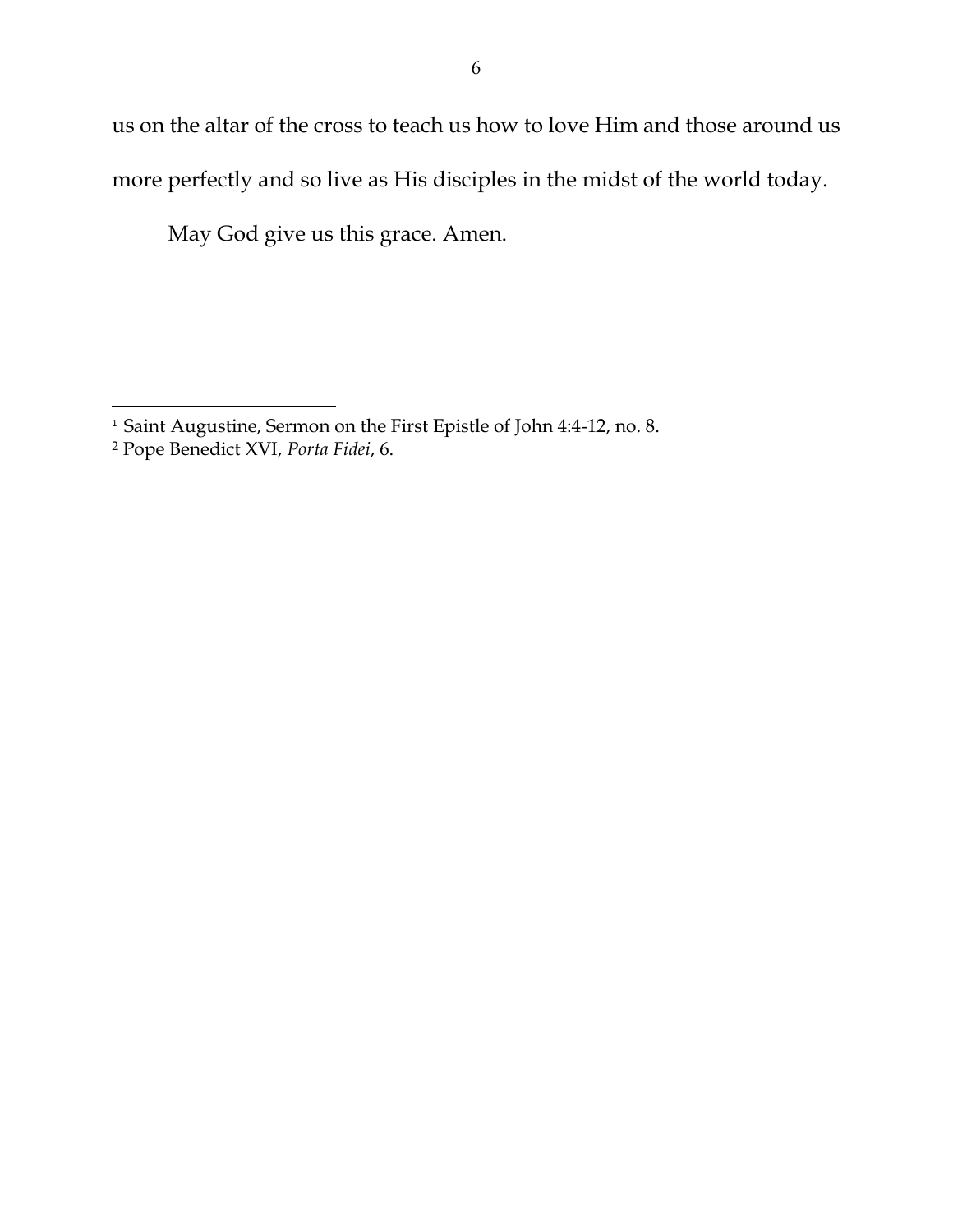us on the altar of the cross to teach us how to love Him and those around us more perfectly and so live as His disciples in the midst of the world today.

May God give us this grace. Amen.

---

[1] Saint Augustine, Sermon on the First Epistle of John 4:4-12, no. 8.

[2] Pope Benedict XVI, *Porta Fidei*, 6.